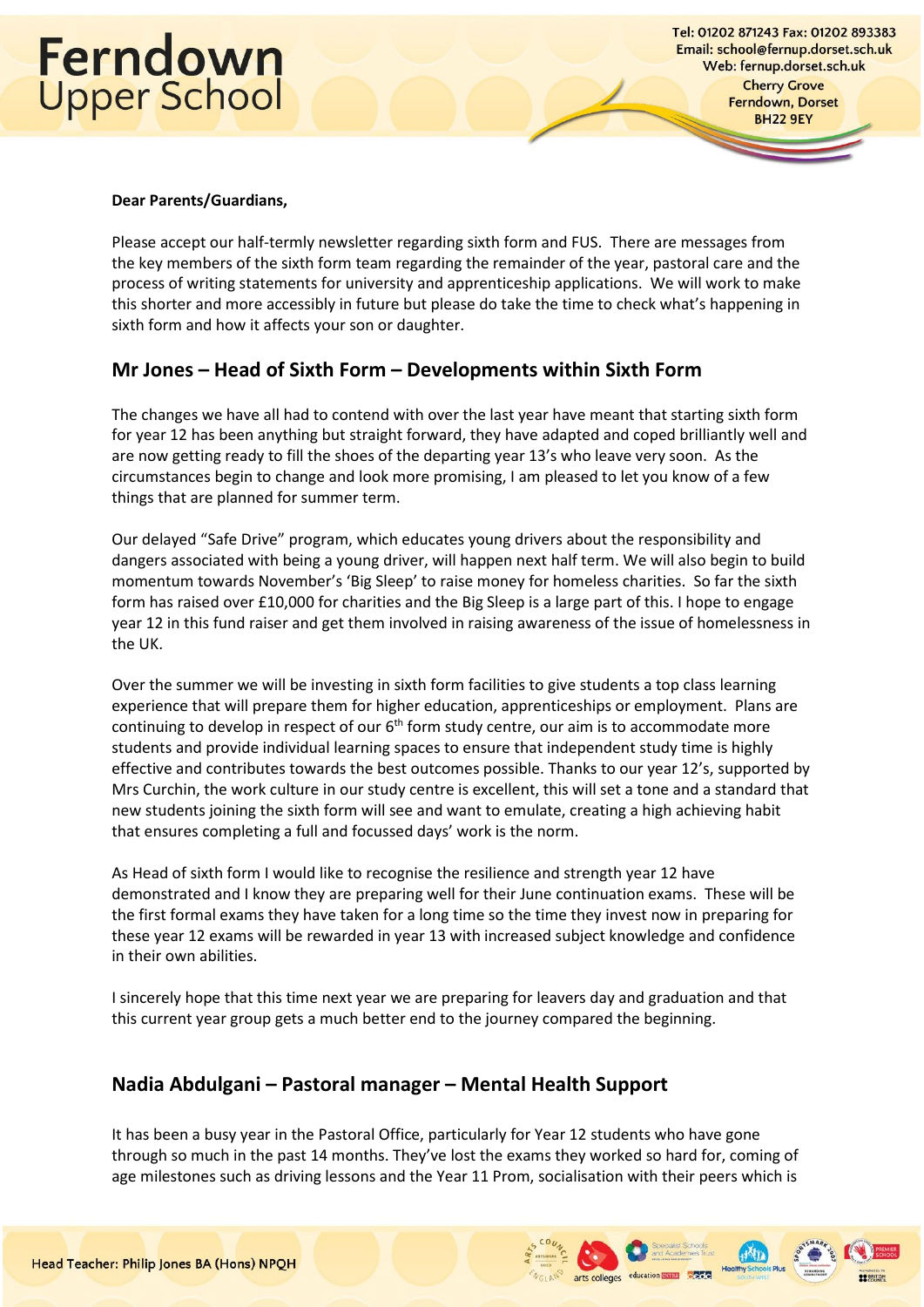# Ferndown Upper School

Tel: 01202 871243 Fax: 01202 893383
Email: school@fernup.dorset.sch.uk
Web: fernup.dorset.sch.uk
Cherry Grove
Ferndown, Dorset
BH22 9EY

**Dear Parents/Guardians,**

Please accept our half-termly newsletter regarding sixth form and FUS. There are messages from the key members of the sixth form team regarding the remainder of the year, pastoral care and the process of writing statements for university and apprenticeship applications. We will work to make this shorter and more accessibly in future but please do take the time to check what's happening in sixth form and how it affects your son or daughter.

## Mr Jones – Head of Sixth Form – Developments within Sixth Form

The changes we have all had to contend with over the last year have meant that starting sixth form for year 12 has been anything but straight forward, they have adapted and coped brilliantly well and are now getting ready to fill the shoes of the departing year 13's who leave very soon. As the circumstances begin to change and look more promising, I am pleased to let you know of a few things that are planned for summer term.

Our delayed "Safe Drive" program, which educates young drivers about the responsibility and dangers associated with being a young driver, will happen next half term. We will also begin to build momentum towards November's 'Big Sleep' to raise money for homeless charities. So far the sixth form has raised over £10,000 for charities and the Big Sleep is a large part of this. I hope to engage year 12 in this fund raiser and get them involved in raising awareness of the issue of homelessness in the UK.

Over the summer we will be investing in sixth form facilities to give students a top class learning experience that will prepare them for higher education, apprenticeships or employment. Plans are continuing to develop in respect of our 6th form study centre, our aim is to accommodate more students and provide individual learning spaces to ensure that independent study time is highly effective and contributes towards the best outcomes possible. Thanks to our year 12's, supported by Mrs Curchin, the work culture in our study centre is excellent, this will set a tone and a standard that new students joining the sixth form will see and want to emulate, creating a high achieving habit that ensures completing a full and focussed days' work is the norm.

As Head of sixth form I would like to recognise the resilience and strength year 12 have demonstrated and I know they are preparing well for their June continuation exams. These will be the first formal exams they have taken for a long time so the time they invest now in preparing for these year 12 exams will be rewarded in year 13 with increased subject knowledge and confidence in their own abilities.

I sincerely hope that this time next year we are preparing for leavers day and graduation and that this current year group gets a much better end to the journey compared the beginning.

## Nadia Abdulgani – Pastoral manager – Mental Health Support

It has been a busy year in the Pastoral Office, particularly for Year 12 students who have gone through so much in the past 14 months. They've lost the exams they worked so hard for, coming of age milestones such as driving lessons and the Year 11 Prom, socialisation with their peers which is

Head Teacher: Philip Jones BA (Hons) NPQH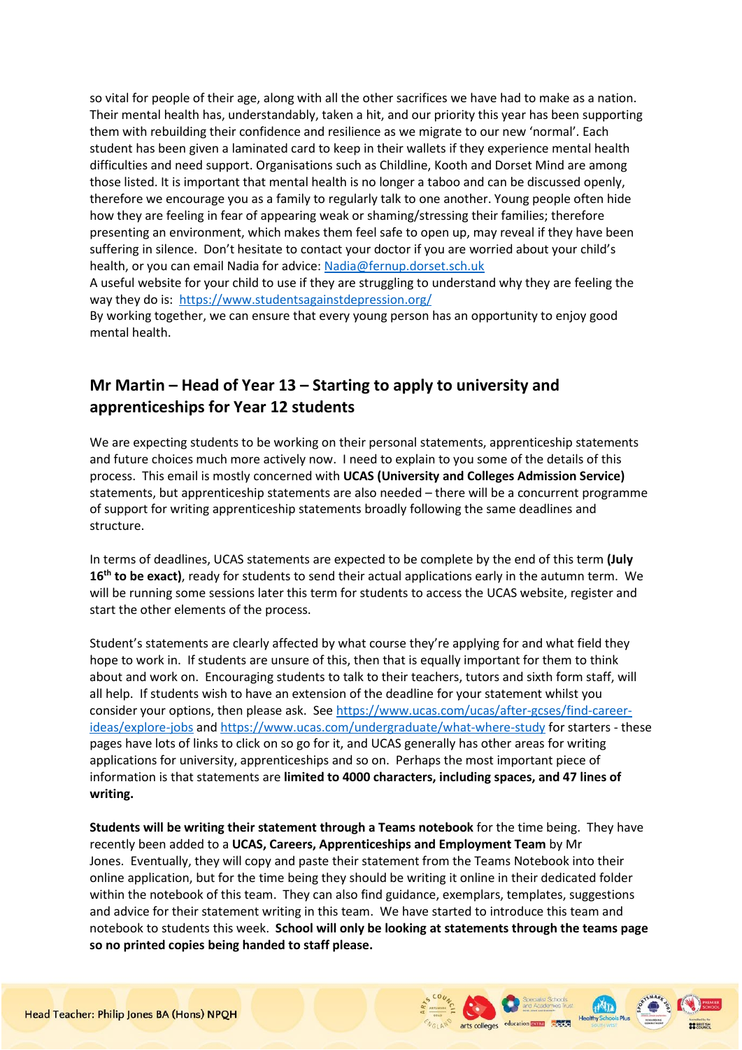so vital for people of their age, along with all the other sacrifices we have had to make as a nation. Their mental health has, understandably, taken a hit, and our priority this year has been supporting them with rebuilding their confidence and resilience as we migrate to our new 'normal'. Each student has been given a laminated card to keep in their wallets if they experience mental health difficulties and need support. Organisations such as Childline, Kooth and Dorset Mind are among those listed. It is important that mental health is no longer a taboo and can be discussed openly, therefore we encourage you as a family to regularly talk to one another. Young people often hide how they are feeling in fear of appearing weak or shaming/stressing their families; therefore presenting an environment, which makes them feel safe to open up, may reveal if they have been suffering in silence. Don't hesitate to contact your doctor if you are worried about your child's health, or you can email Nadia for advice: Nadia@fernup.dorset.sch.uk

A useful website for your child to use if they are struggling to understand why they are feeling the way they do is: https://www.studentsagainstdepression.org/

By working together, we can ensure that every young person has an opportunity to enjoy good mental health.

## Mr Martin – Head of Year 13 – Starting to apply to university and apprenticeships for Year 12 students

We are expecting students to be working on their personal statements, apprenticeship statements and future choices much more actively now. I need to explain to you some of the details of this process. This email is mostly concerned with **UCAS (University and Colleges Admission Service)** statements, but apprenticeship statements are also needed – there will be a concurrent programme of support for writing apprenticeship statements broadly following the same deadlines and structure.

In terms of deadlines, UCAS statements are expected to be complete by the end of this term **(July 16th to be exact)**, ready for students to send their actual applications early in the autumn term. We will be running some sessions later this term for students to access the UCAS website, register and start the other elements of the process.

Student's statements are clearly affected by what course they're applying for and what field they hope to work in. If students are unsure of this, then that is equally important for them to think about and work on. Encouraging students to talk to their teachers, tutors and sixth form staff, will all help. If students wish to have an extension of the deadline for your statement whilst you consider your options, then please ask. See https://www.ucas.com/ucas/after-gcses/find-career-ideas/explore-jobs and https://www.ucas.com/undergraduate/what-where-study for starters - these pages have lots of links to click on so go for it, and UCAS generally has other areas for writing applications for university, apprenticeships and so on. Perhaps the most important piece of information is that statements are **limited to 4000 characters, including spaces, and 47 lines of writing.**

**Students will be writing their statement through a Teams notebook** for the time being. They have recently been added to a **UCAS, Careers, Apprenticeships and Employment Team** by Mr Jones. Eventually, they will copy and paste their statement from the Teams Notebook into their online application, but for the time being they should be writing it online in their dedicated folder within the notebook of this team. They can also find guidance, exemplars, templates, suggestions and advice for their statement writing in this team. We have started to introduce this team and notebook to students this week. **School will only be looking at statements through the teams page so no printed copies being handed to staff please.**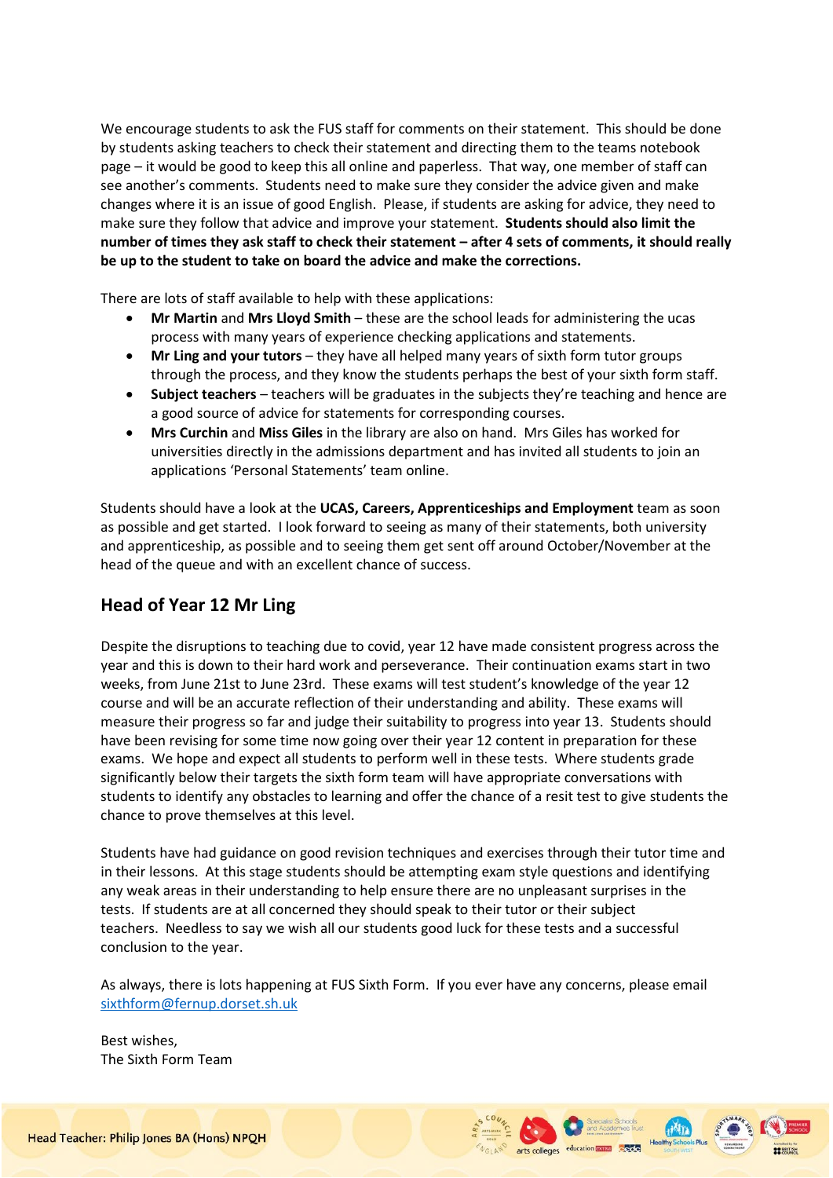We encourage students to ask the FUS staff for comments on their statement. This should be done by students asking teachers to check their statement and directing them to the teams notebook page – it would be good to keep this all online and paperless. That way, one member of staff can see another's comments. Students need to make sure they consider the advice given and make changes where it is an issue of good English. Please, if students are asking for advice, they need to make sure they follow that advice and improve your statement. **Students should also limit the number of times they ask staff to check their statement – after 4 sets of comments, it should really be up to the student to take on board the advice and make the corrections.**

There are lots of staff available to help with these applications:

- **Mr Martin** and **Mrs Lloyd Smith** – these are the school leads for administering the ucas process with many years of experience checking applications and statements.
- **Mr Ling and your tutors** – they have all helped many years of sixth form tutor groups through the process, and they know the students perhaps the best of your sixth form staff.
- **Subject teachers** – teachers will be graduates in the subjects they're teaching and hence are a good source of advice for statements for corresponding courses.
- **Mrs Curchin** and **Miss Giles** in the library are also on hand. Mrs Giles has worked for universities directly in the admissions department and has invited all students to join an applications 'Personal Statements' team online.

Students should have a look at the **UCAS, Careers, Apprenticeships and Employment** team as soon as possible and get started. I look forward to seeing as many of their statements, both university and apprenticeship, as possible and to seeing them get sent off around October/November at the head of the queue and with an excellent chance of success.

## Head of Year 12 Mr Ling

Despite the disruptions to teaching due to covid, year 12 have made consistent progress across the year and this is down to their hard work and perseverance. Their continuation exams start in two weeks, from June 21st to June 23rd. These exams will test student's knowledge of the year 12 course and will be an accurate reflection of their understanding and ability. These exams will measure their progress so far and judge their suitability to progress into year 13. Students should have been revising for some time now going over their year 12 content in preparation for these exams. We hope and expect all students to perform well in these tests. Where students grade significantly below their targets the sixth form team will have appropriate conversations with students to identify any obstacles to learning and offer the chance of a resit test to give students the chance to prove themselves at this level.

Students have had guidance on good revision techniques and exercises through their tutor time and in their lessons. At this stage students should be attempting exam style questions and identifying any weak areas in their understanding to help ensure there are no unpleasant surprises in the tests. If students are at all concerned they should speak to their tutor or their subject teachers. Needless to say we wish all our students good luck for these tests and a successful conclusion to the year.

As always, there is lots happening at FUS Sixth Form. If you ever have any concerns, please email sixthform@fernup.dorset.sh.uk

Best wishes,
The Sixth Form Team